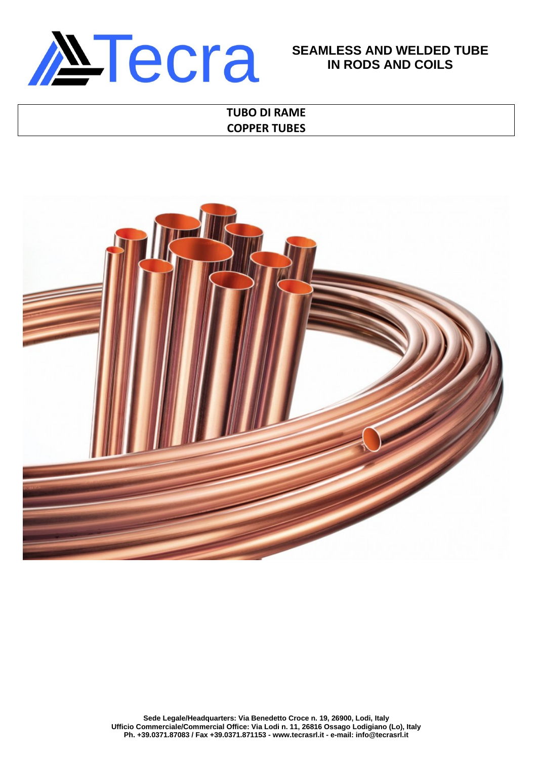# Tecra

**SEAMLESS AND WELDED TUBE IN RODS AND COILS**

## TUBO DI RAME
## COPPER TUBES

**Sede Legale/Headquarters: Via Benedetto Croce n. 19, 26900, Lodi, Italy**
**Ufficio Commerciale/Commercial Office: Via Lodi n. 11, 26816 Ossago Lodigiano (Lo), Italy**
**Ph. +39.0371.87083 / Fax +39.0371.871153 - www.tecrasrl.it - e-mail: info@tecrasrl.it**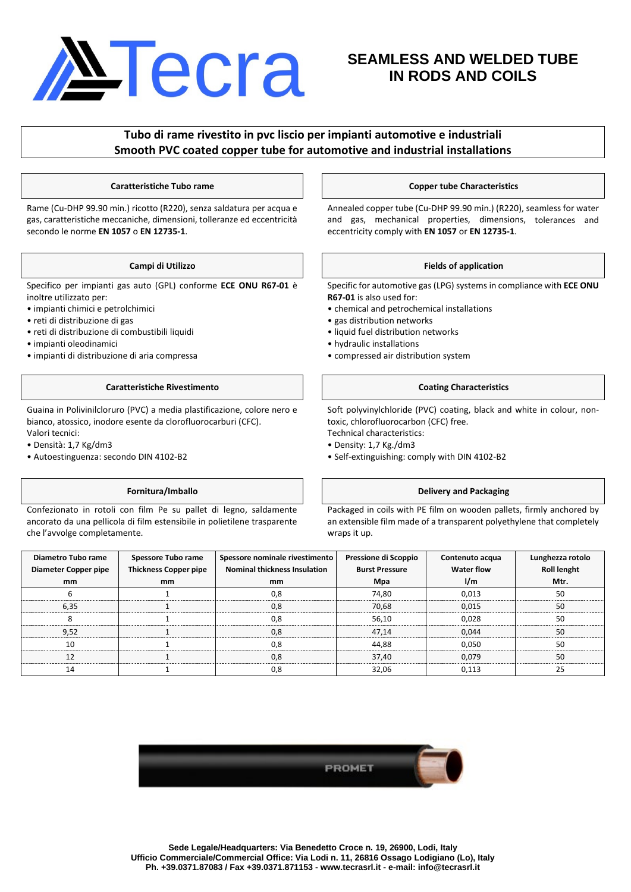# SEAMLESS AND WELDED TUBE IN RODS AND COILS

## Tubo di rame rivestito in pvc liscio per impianti automotive e industriali
## Smooth PVC coated copper tube for automotive and industrial installations

### Caratteristiche Tubo rame

Rame (Cu-DHP 99.90 min.) ricotto (R220), senza saldatura per acqua e gas, caratteristiche meccaniche, dimensioni, tolleranze ed eccentricità secondo le norme **EN 1057** o **EN 12735-1**.

### Copper tube Characteristics

Annealed copper tube (Cu-DHP 99.90 min.) (R220), seamless for water and gas, mechanical properties, dimensions, tolerances and eccentricity comply with **EN 1057** or **EN 12735-1**.

### Campi di Utilizzo

Specifico per impianti gas auto (GPL) conforme **ECE ONU R67-01** è inoltre utilizzato per:

- impianti chimici e petrolchimici
- reti di distribuzione di gas
- reti di distribuzione di combustibili liquidi
- impianti oleodinamici
- impianti di distribuzione di aria compressa

### Fields of application

Specific for automotive gas (LPG) systems in compliance with **ECE ONU R67-01** is also used for:

- chemical and petrochemical installations
- gas distribution networks
- liquid fuel distribution networks
- hydraulic installations
- compressed air distribution system

### Caratteristiche Rivestimento

Guaina in Polivinilcloruro (PVC) a media plastificazione, colore nero e bianco, atossico, inodore esente da clorofluorocarburi (CFC).
Valori tecnici:

- Densità: 1,7 Kg/dm3
- Autoestinguenza: secondo DIN 4102-B2

### Coating Characteristics

Soft polyvinylchloride (PVC) coating, black and white in colour, non-toxic, chlorofluorocarbon (CFC) free.
Technical characteristics:

- Density: 1,7 Kg./dm3
- Self-extinguishing: comply with DIN 4102-B2

### Fornitura/Imballo

Confezionato in rotoli con film Pe su pallet di legno, saldamente ancorato da una pellicola di film estensibile in polietilene trasparente che l'avvolge completamente.

### Delivery and Packaging

Packaged in coils with PE film on wooden pallets, firmly anchored by an extensible film made of a transparent polyethylene that completely wraps it up.

| Diametro Tubo rame<br>Diameter Copper pipe<br>mm | Spessore Tubo rame<br>Thickness Copper pipe<br>mm | Spessore nominale rivestimento<br>Nominal thickness Insulation<br>mm | Pressione di Scoppio<br>Burst Pressure<br>Mpa | Contenuto acqua<br>Water flow<br>l/m | Lunghezza rotolo<br>Roll lenght<br>Mtr. |
|---|---|---|---|---|---|
| 6 | 1 | 0,8 | 74,80 | 0,013 | 50 |
| 6,35 | 1 | 0,8 | 70,68 | 0,015 | 50 |
| 8 | 1 | 0,8 | 56,10 | 0,028 | 50 |
| 9,52 | 1 | 0,8 | 47,14 | 0,044 | 50 |
| 10 | 1 | 0,8 | 44,88 | 0,050 | 50 |
| 12 | 1 | 0,8 | 37,40 | 0,079 | 50 |
| 14 | 1 | 0,8 | 32,06 | 0,113 | 25 |

Sede Legale/Headquarters: Via Benedetto Croce n. 19, 26900, Lodi, Italy
Ufficio Commerciale/Commercial Office: Via Lodi n. 11, 26816 Ossago Lodigiano (Lo), Italy
Ph. +39.0371.87083 / Fax +39.0371.871153 - www.tecrasrl.it - e-mail: info@tecrasrl.it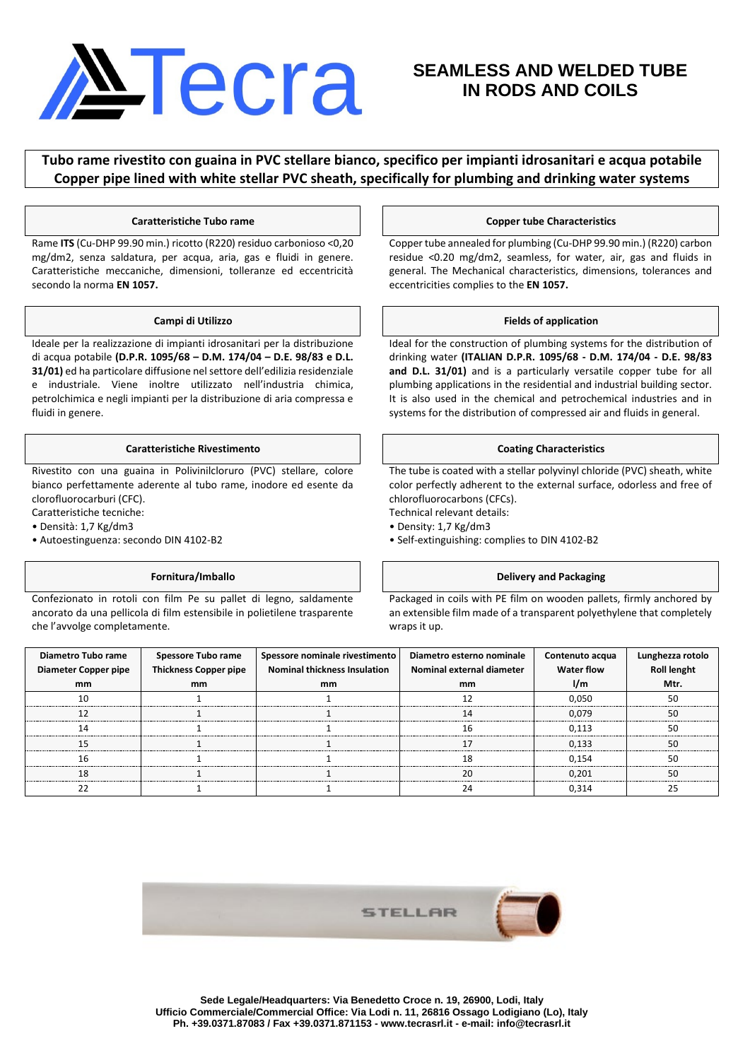# SEAMLESS AND WELDED TUBE IN RODS AND COILS

**Tubo rame rivestito con guaina in PVC stellare bianco, specifico per impianti idrosanitari e acqua potabile**
**Copper pipe lined with white stellar PVC sheath, specifically for plumbing and drinking water systems**

### Caratteristiche Tubo rame

Rame **ITS** (Cu-DHP 99.90 min.) ricotto (R220) residuo carbonioso <0,20 mg/dm2, senza saldatura, per acqua, aria, gas e fluidi in genere. Caratteristiche meccaniche, dimensioni, tolleranze ed eccentricità secondo la norma **EN 1057.**

### Copper tube Characteristics

Copper tube annealed for plumbing (Cu-DHP 99.90 min.) (R220) carbon residue <0.20 mg/dm2, seamless, for water, air, gas and fluids in general. The Mechanical characteristics, dimensions, tolerances and eccentricities complies to the **EN 1057.**

### Campi di Utilizzo

Ideale per la realizzazione di impianti idrosanitari per la distribuzione di acqua potabile **(D.P.R. 1095/68 – D.M. 174/04 – D.E. 98/83 e D.L. 31/01)** ed ha particolare diffusione nel settore dell'edilizia residenziale e industriale. Viene inoltre utilizzato nell'industria chimica, petrolchimica e negli impianti per la distribuzione di aria compressa e fluidi in genere.

### Fields of application

Ideal for the construction of plumbing systems for the distribution of drinking water **(ITALIAN D.P.R. 1095/68 - D.M. 174/04 - D.E. 98/83 and D.L. 31/01)** and is a particularly versatile copper tube for all plumbing applications in the residential and industrial building sector. It is also used in the chemical and petrochemical industries and in systems for the distribution of compressed air and fluids in general.

### Caratteristiche Rivestimento

Rivestito con una guaina in Polivinilcloruro (PVC) stellare, colore bianco perfettamente aderente al tubo rame, inodore ed esente da clorofluorocarburi (CFC).
Caratteristiche tecniche:

- Densità: 1,7 Kg/dm3
- Autoestinguenza: secondo DIN 4102-B2

### Coating Characteristics

The tube is coated with a stellar polyvinyl chloride (PVC) sheath, white color perfectly adherent to the external surface, odorless and free of chlorofluorocarbons (CFCs).
Technical relevant details:

- Density: 1,7 Kg/dm3
- Self-extinguishing: complies to DIN 4102-B2

### Fornitura/Imballo

Confezionato in rotoli con film Pe su pallet di legno, saldamente ancorato da una pellicola di film estensibile in polietilene trasparente che l'avvolge completamente.

### Delivery and Packaging

Packaged in coils with PE film on wooden pallets, firmly anchored by an extensible film made of a transparent polyethylene that completely wraps it up.

| Diametro Tubo rame<br>Diameter Copper pipe<br>mm | Spessore Tubo rame<br>Thickness Copper pipe<br>mm | Spessore nominale rivestimento<br>Nominal thickness Insulation<br>mm | Diametro esterno nominale<br>Nominal external diameter<br>mm | Contenuto acqua<br>Water flow<br>l/m | Lunghezza rotolo<br>Roll lenght<br>Mtr. |
|---|---|---|---|---|---|
| 10 | 1 | 1 | 12 | 0,050 | 50 |
| 12 | 1 | 1 | 14 | 0,079 | 50 |
| 14 | 1 | 1 | 16 | 0,113 | 50 |
| 15 | 1 | 1 | 17 | 0,133 | 50 |
| 16 | 1 | 1 | 18 | 0,154 | 50 |
| 18 | 1 | 1 | 20 | 0,201 | 50 |
| 22 | 1 | 1 | 24 | 0,314 | 25 |

**Sede Legale/Headquarters: Via Benedetto Croce n. 19, 26900, Lodi, Italy**
**Ufficio Commerciale/Commercial Office: Via Lodi n. 11, 26816 Ossago Lodigiano (Lo), Italy**
**Ph. +39.0371.87083 / Fax +39.0371.871153 - www.tecrasrl.it - e-mail: info@tecrasrl.it**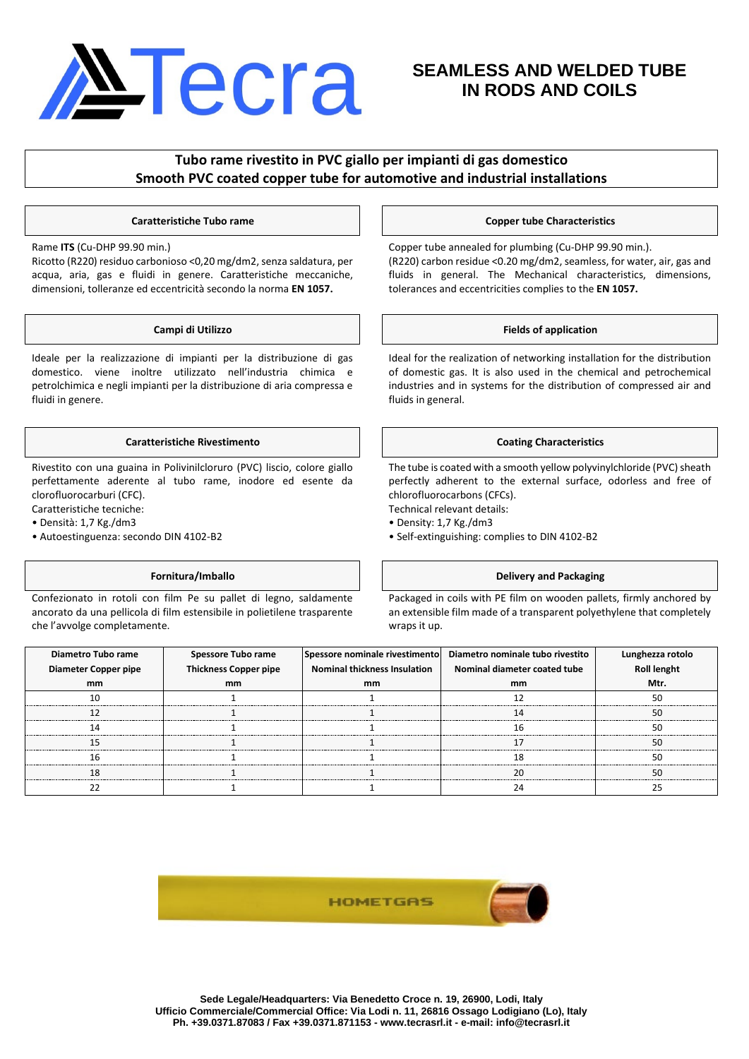# Tecra

## SEAMLESS AND WELDED TUBE IN RODS AND COILS

### Tubo rame rivestito in PVC giallo per impianti di gas domestico
### Smooth PVC coated copper tube for automotive and industrial installations

#### Caratteristiche Tubo rame

Rame **ITS** (Cu-DHP 99.90 min.)
Ricotto (R220) residuo carbonioso <0,20 mg/dm2, senza saldatura, per acqua, aria, gas e fluidi in genere. Caratteristiche meccaniche, dimensioni, tolleranze ed eccentricità secondo la norma **EN 1057.**

#### Copper tube Characteristics

Copper tube annealed for plumbing (Cu-DHP 99.90 min.).
(R220) carbon residue <0.20 mg/dm2, seamless, for water, air, gas and fluids in general. The Mechanical characteristics, dimensions, tolerances and eccentricities complies to the **EN 1057.**

#### Campi di Utilizzo

Ideale per la realizzazione di impianti per la distribuzione di gas domestico. viene inoltre utilizzato nell'industria chimica e petrolchimica e negli impianti per la distribuzione di aria compressa e fluidi in genere.

#### Fields of application

Ideal for the realization of networking installation for the distribution of domestic gas. It is also used in the chemical and petrochemical industries and in systems for the distribution of compressed air and fluids in general.

#### Caratteristiche Rivestimento

Rivestito con una guaina in Polivinilcloruro (PVC) liscio, colore giallo perfettamente aderente al tubo rame, inodore ed esente da clorofluorocarburi (CFC).
Caratteristiche tecniche:

- Densità: 1,7 Kg./dm3
- Autoestinguenza: secondo DIN 4102-B2

#### Coating Characteristics

The tube is coated with a smooth yellow polyvinylchloride (PVC) sheath perfectly adherent to the external surface, odorless and free of chlorofluorocarbons (CFCs).
Technical relevant details:

- Density: 1,7 Kg./dm3
- Self-extinguishing: complies to DIN 4102-B2

#### Fornitura/Imballo

Confezionato in rotoli con film Pe su pallet di legno, saldamente ancorato da una pellicola di film estensibile in polietilene trasparente che l'avvolge completamente.

#### Delivery and Packaging

Packaged in coils with PE film on wooden pallets, firmly anchored by an extensible film made of a transparent polyethylene that completely wraps it up.

| Diametro Tubo rame<br>Diameter Copper pipe<br>mm | Spessore Tubo rame<br>Thickness Copper pipe<br>mm | Spessore nominale rivestimento<br>Nominal thickness Insulation<br>mm | Diametro nominale tubo rivestito<br>Nominal diameter coated tube<br>mm | Lunghezza rotolo<br>Roll lenght<br>Mtr. |
|---|---|---|---|---|
| 10 | 1 | 1 | 12 | 50 |
| 12 | 1 | 1 | 14 | 50 |
| 14 | 1 | 1 | 16 | 50 |
| 15 | 1 | 1 | 17 | 50 |
| 16 | 1 | 1 | 18 | 50 |
| 18 | 1 | 1 | 20 | 50 |
| 22 | 1 | 1 | 24 | 25 |

HOMETGAS

**Sede Legale/Headquarters: Via Benedetto Croce n. 19, 26900, Lodi, Italy**
**Ufficio Commerciale/Commercial Office: Via Lodi n. 11, 26816 Ossago Lodigiano (Lo), Italy**
**Ph. +39.0371.87083 / Fax +39.0371.871153 - www.tecrasrl.it - e-mail: info@tecrasrl.it**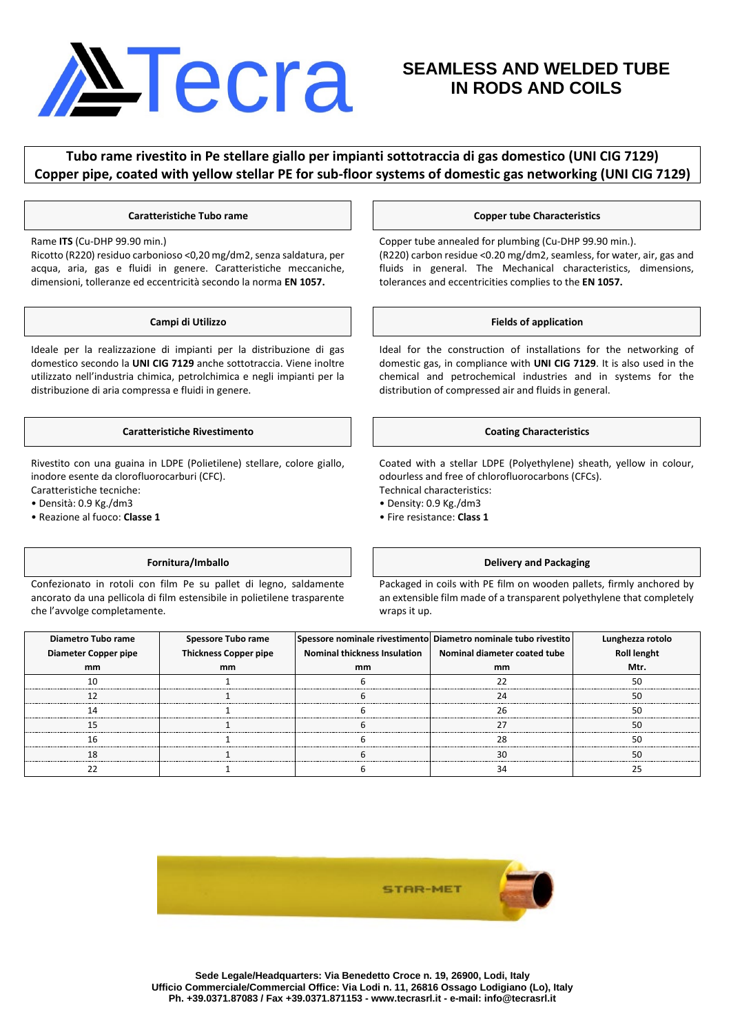# SEAMLESS AND WELDED TUBE IN RODS AND COILS

## Tubo rame rivestito in Pe stellare giallo per impianti sottotraccia di gas domestico (UNI CIG 7129)
## Copper pipe, coated with yellow stellar PE for sub-floor systems of domestic gas networking (UNI CIG 7129)

### Caratteristiche Tubo rame

Rame **ITS** (Cu-DHP 99.90 min.)
Ricotto (R220) residuo carbonioso <0,20 mg/dm2, senza saldatura, per acqua, aria, gas e fluidi in genere. Caratteristiche meccaniche, dimensioni, tolleranze ed eccentricità secondo la norma **EN 1057.**

### Copper tube Characteristics

Copper tube annealed for plumbing (Cu-DHP 99.90 min.).
(R220) carbon residue <0.20 mg/dm2, seamless, for water, air, gas and fluids in general. The Mechanical characteristics, dimensions, tolerances and eccentricities complies to the **EN 1057.**

### Campi di Utilizzo

Ideale per la realizzazione di impianti per la distribuzione di gas domestico secondo la **UNI CIG 7129** anche sottotraccia. Viene inoltre utilizzato nell'industria chimica, petrolchimica e negli impianti per la distribuzione di aria compressa e fluidi in genere.

### Fields of application

Ideal for the construction of installations for the networking of domestic gas, in compliance with **UNI CIG 7129**. It is also used in the chemical and petrochemical industries and in systems for the distribution of compressed air and fluids in general.

### Caratteristiche Rivestimento

Rivestito con una guaina in LDPE (Polietilene) stellare, colore giallo, inodore esente da clorofluorocarburi (CFC).
Caratteristiche tecniche:

- Densità: 0.9 Kg./dm3
- Reazione al fuoco: **Classe 1**

### Coating Characteristics

Coated with a stellar LDPE (Polyethylene) sheath, yellow in colour, odourless and free of chlorofluorocarbons (CFCs).
Technical characteristics:

- Density: 0.9 Kg./dm3
- Fire resistance: **Class 1**

### Fornitura/Imballo

Confezionato in rotoli con film Pe su pallet di legno, saldamente ancorato da una pellicola di film estensibile in polietilene trasparente che l'avvolge completamente.

### Delivery and Packaging

Packaged in coils with PE film on wooden pallets, firmly anchored by an extensible film made of a transparent polyethylene that completely wraps it up.

| Diametro Tubo rame<br>Diameter Copper pipe<br>mm | Spessore Tubo rame<br>Thickness Copper pipe<br>mm | Spessore nominale rivestimento<br>Nominal thickness Insulation<br>mm | Diametro nominale tubo rivestito<br>Nominal diameter coated tube<br>mm | Lunghezza rotolo<br>Roll lenght<br>Mtr. |
|---|---|---|---|---|
| 10 | 1 | 6 | 22 | 50 |
| 12 | 1 | 6 | 24 | 50 |
| 14 | 1 | 6 | 26 | 50 |
| 15 | 1 | 6 | 27 | 50 |
| 16 | 1 | 6 | 28 | 50 |
| 18 | 1 | 6 | 30 | 50 |
| 22 | 1 | 6 | 34 | 25 |

STAR-MET

**Sede Legale/Headquarters: Via Benedetto Croce n. 19, 26900, Lodi, Italy**
**Ufficio Commerciale/Commercial Office: Via Lodi n. 11, 26816 Ossago Lodigiano (Lo), Italy**
**Ph. +39.0371.87083 / Fax +39.0371.871153 - www.tecrasrl.it - e-mail: info@tecrasrl.it**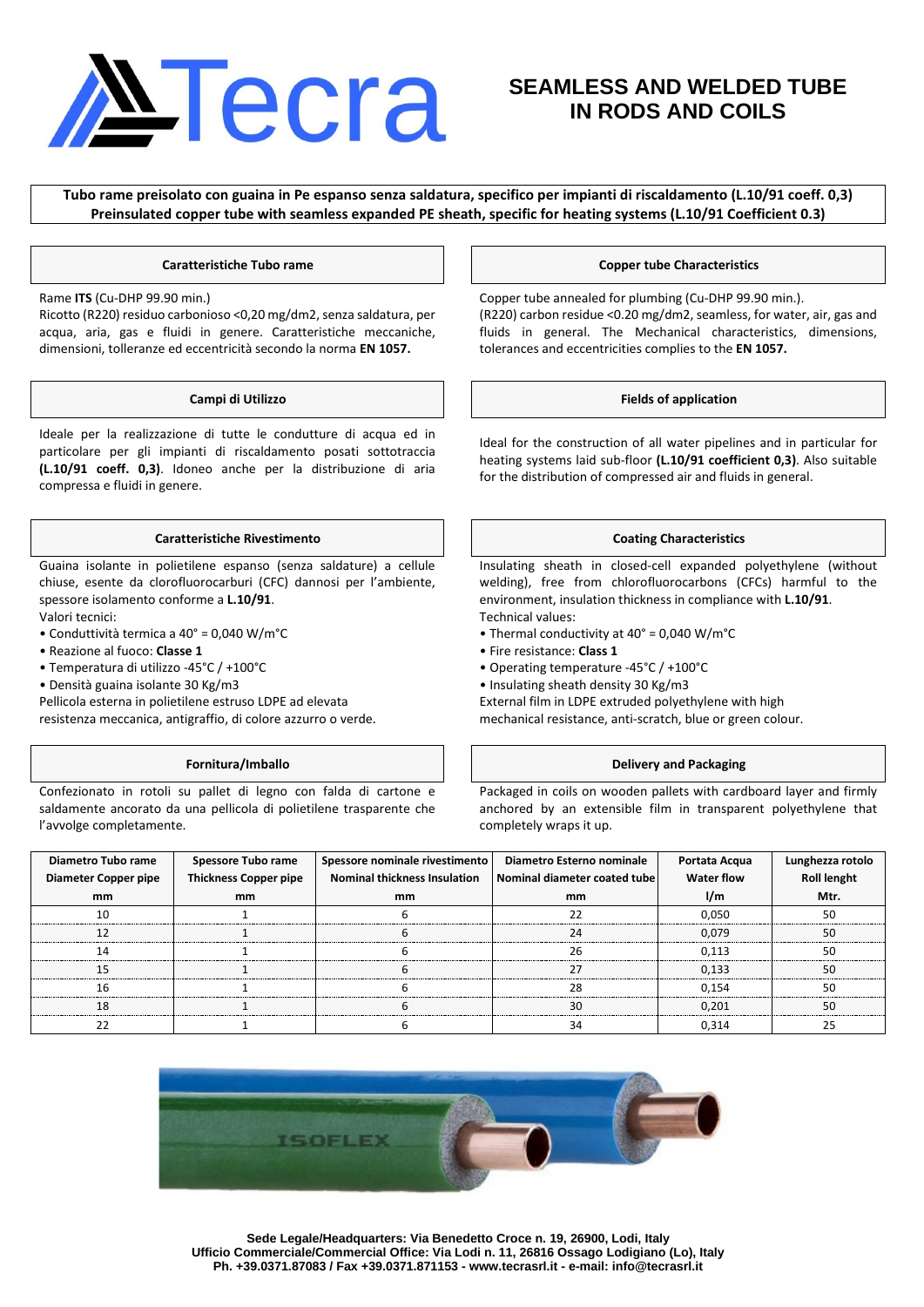# Tecra

## SEAMLESS AND WELDED TUBE IN RODS AND COILS

**Tubo rame preisolato con guaina in Pe espanso senza saldatura, specifico per impianti di riscaldamento (L.10/91 coeff. 0,3)**
**Preinsulated copper tube with seamless expanded PE sheath, specific for heating systems (L.10/91 Coefficient 0.3)**

### Caratteristiche Tubo rame

Rame **ITS** (Cu-DHP 99.90 min.)
Ricotto (R220) residuo carbonioso <0,20 mg/dm2, senza saldatura, per acqua, aria, gas e fluidi in genere. Caratteristiche meccaniche, dimensioni, tolleranze ed eccentricità secondo la norma **EN 1057.**

### Copper tube Characteristics

Copper tube annealed for plumbing (Cu-DHP 99.90 min.).
(R220) carbon residue <0.20 mg/dm2, seamless, for water, air, gas and fluids in general. The Mechanical characteristics, dimensions, tolerances and eccentricities complies to the **EN 1057.**

### Campi di Utilizzo

Ideale per la realizzazione di tutte le condutture di acqua ed in particolare per gli impianti di riscaldamento posati sottotraccia **(L.10/91 coeff. 0,3)**. Idoneo anche per la distribuzione di aria compressa e fluidi in genere.

### Fields of application

Ideal for the construction of all water pipelines and in particular for heating systems laid sub-floor **(L.10/91 coefficient 0,3)**. Also suitable for the distribution of compressed air and fluids in general.

### Caratteristiche Rivestimento

Guaina isolante in polietilene espanso (senza saldature) a cellule chiuse, esente da clorofluorocarburi (CFC) dannosi per l'ambiente, spessore isolamento conforme a **L.10/91**.
Valori tecnici:

- Conduttività termica a 40° = 0,040 W/m°C
- Reazione al fuoco: **Classe 1**
- Temperatura di utilizzo -45°C / +100°C
- Densità guaina isolante 30 Kg/m3

Pellicola esterna in polietilene estruso LDPE ad elevata resistenza meccanica, antigraffio, di colore azzurro o verde.

### Coating Characteristics

Insulating sheath in closed-cell expanded polyethylene (without welding), free from chlorofluorocarbons (CFCs) harmful to the environment, insulation thickness in compliance with **L.10/91**.
Technical values:

- Thermal conductivity at 40° = 0,040 W/m°C
- Fire resistance: **Class 1**
- Operating temperature -45°C / +100°C
- Insulating sheath density 30 Kg/m3

External film in LDPE extruded polyethylene with high mechanical resistance, anti-scratch, blue or green colour.

### Fornitura/Imballo

Confezionato in rotoli su pallet di legno con falda di cartone e saldamente ancorato da una pellicola di polietilene trasparente che l'avvolge completamente.

### Delivery and Packaging

Packaged in coils on wooden pallets with cardboard layer and firmly anchored by an extensible film in transparent polyethylene that completely wraps it up.

| Diametro Tubo rame<br>Diameter Copper pipe<br>mm | Spessore Tubo rame<br>Thickness Copper pipe<br>mm | Spessore nominale rivestimento<br>Nominal thickness Insulation<br>mm | Diametro Esterno nominale<br>Nominal diameter coated tube<br>mm | Portata Acqua<br>Water flow<br>l/m | Lunghezza rotolo<br>Roll lenght<br>Mtr. |
|---|---|---|---|---|---|
| 10 | 1 | 6 | 22 | 0,050 | 50 |
| 12 | 1 | 6 | 24 | 0,079 | 50 |
| 14 | 1 | 6 | 26 | 0,113 | 50 |
| 15 | 1 | 6 | 27 | 0,133 | 50 |
| 16 | 1 | 6 | 28 | 0,154 | 50 |
| 18 | 1 | 6 | 30 | 0,201 | 50 |
| 22 | 1 | 6 | 34 | 0,314 | 25 |

**Sede Legale/Headquarters: Via Benedetto Croce n. 19, 26900, Lodi, Italy**
**Ufficio Commerciale/Commercial Office: Via Lodi n. 11, 26816 Ossago Lodigiano (Lo), Italy**
**Ph. +39.0371.87083 / Fax +39.0371.871153 - www.tecrasrl.it - e-mail: info@tecrasrl.it**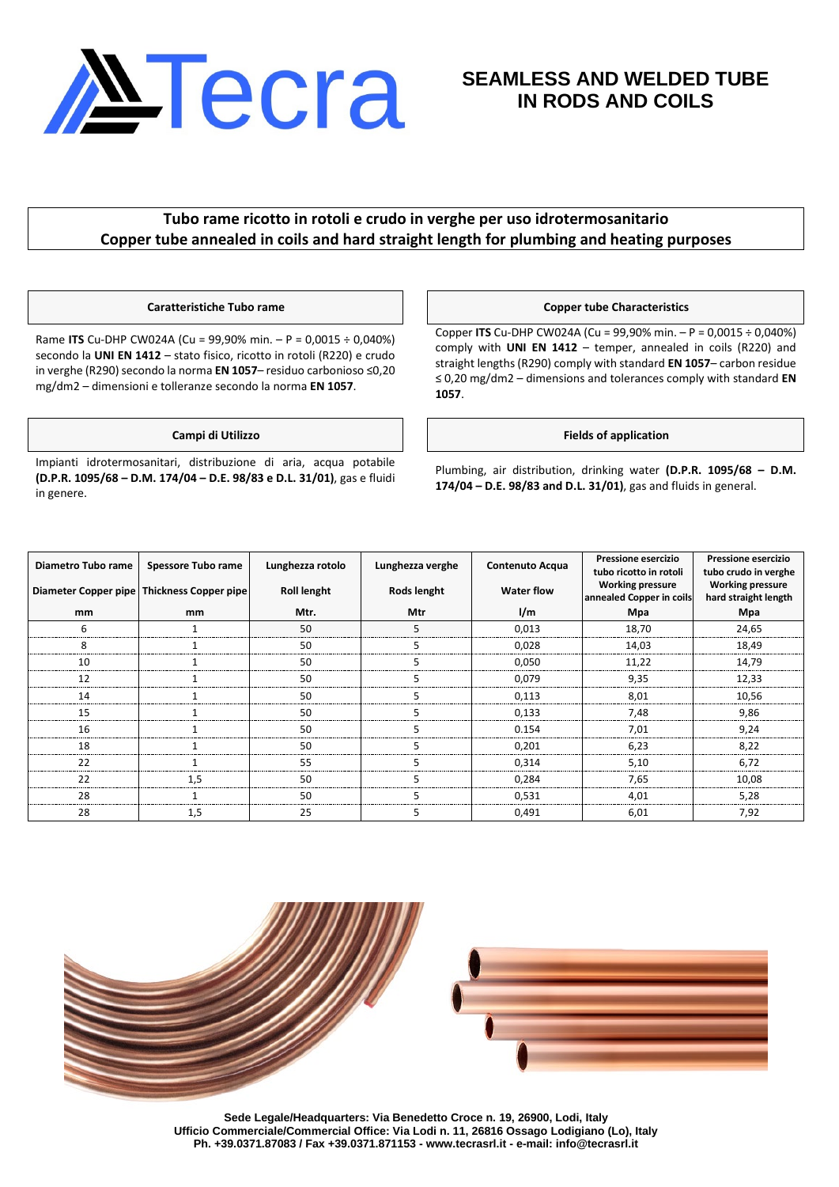# SEAMLESS AND WELDED TUBE IN RODS AND COILS

## Tubo rame ricotto in rotoli e crudo in verghe per uso idrotermosanitario
## Copper tube annealed in coils and hard straight length for plumbing and heating purposes

### Caratteristiche Tubo rame

Rame **ITS** Cu-DHP CW024A (Cu = 99,90% min. – P = 0,0015 ÷ 0,040%) secondo la **UNI EN 1412** – stato fisico, ricotto in rotoli (R220) e crudo in verghe (R290) secondo la norma **EN 1057**– residuo carbonioso ≤0,20 mg/dm2 – dimensioni e tolleranze secondo la norma **EN 1057**.

### Copper tube Characteristics

Copper **ITS** Cu-DHP CW024A (Cu = 99,90% min. – P = 0,0015 ÷ 0,040%) comply with **UNI EN 1412** – temper, annealed in coils (R220) and straight lengths (R290) comply with standard **EN 1057**– carbon residue ≤ 0,20 mg/dm2 – dimensions and tolerances comply with standard **EN 1057**.

### Campi di Utilizzo

Impianti idrotermosanitari, distribuzione di aria, acqua potabile **(D.P.R. 1095/68 – D.M. 174/04 – D.E. 98/83 e D.L. 31/01)**, gas e fluidi in genere.

### Fields of application

Plumbing, air distribution, drinking water **(D.P.R. 1095/68 – D.M. 174/04 – D.E. 98/83 and D.L. 31/01)**, gas and fluids in general.

| Diametro Tubo rame<br>Diameter Copper pipe<br>mm | Spessore Tubo rame<br>Thickness Copper pipe<br>mm | Lunghezza rotolo<br>Roll lenght<br>Mtr. | Lunghezza verghe<br>Rods lenght<br>Mtr | Contenuto Acqua<br>Water flow<br>l/m | Pressione esercizio tubo ricotto in rotoli<br>Working pressure annealed Copper in coils<br>Mpa | Pressione esercizio tubo crudo in verghe<br>Working pressure hard straight length<br>Mpa |
|---|---|---|---|---|---|---|
| 6 | 1 | 50 | 5 | 0,013 | 18,70 | 24,65 |
| 8 | 1 | 50 | 5 | 0,028 | 14,03 | 18,49 |
| 10 | 1 | 50 | 5 | 0,050 | 11,22 | 14,79 |
| 12 | 1 | 50 | 5 | 0,079 | 9,35 | 12,33 |
| 14 | 1 | 50 | 5 | 0,113 | 8,01 | 10,56 |
| 15 | 1 | 50 | 5 | 0,133 | 7,48 | 9,86 |
| 16 | 1 | 50 | 5 | 0.154 | 7,01 | 9,24 |
| 18 | 1 | 50 | 5 | 0,201 | 6,23 | 8,22 |
| 22 | 1 | 55 | 5 | 0,314 | 5,10 | 6,72 |
| 22 | 1,5 | 50 | 5 | 0,284 | 7,65 | 10,08 |
| 28 | 1 | 50 | 5 | 0,531 | 4,01 | 5,28 |
| 28 | 1,5 | 25 | 5 | 0,491 | 6,01 | 7,92 |

**Sede Legale/Headquarters: Via Benedetto Croce n. 19, 26900, Lodi, Italy**
**Ufficio Commerciale/Commercial Office: Via Lodi n. 11, 26816 Ossago Lodigiano (Lo), Italy**
**Ph. +39.0371.87083 / Fax +39.0371.871153 - www.tecrasrl.it - e-mail: info@tecrasrl.it**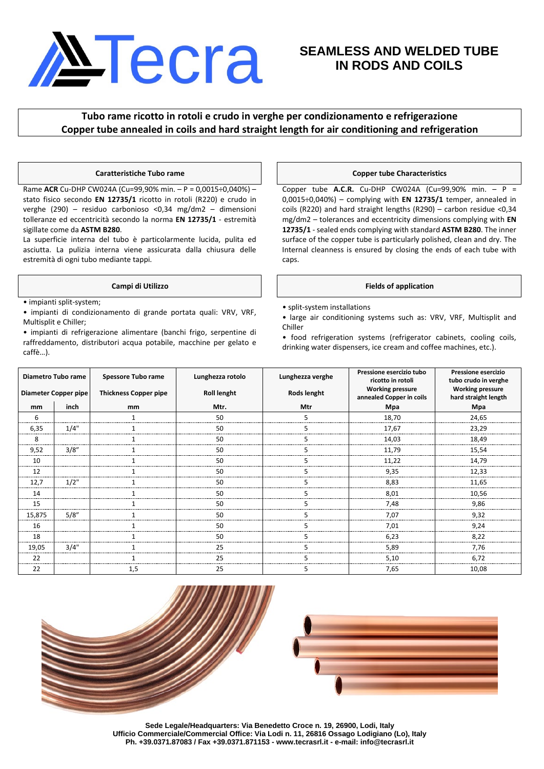# Tecra

## SEAMLESS AND WELDED TUBE IN RODS AND COILS

**Tubo rame ricotto in rotoli e crudo in verghe per condizionamento e refrigerazione**
**Copper tube annealed in coils and hard straight length for air conditioning and refrigeration**

### Caratteristiche Tubo rame

Rame **ACR** Cu-DHP CW024A (Cu=99,90% min. – P = 0,0015÷0,040%) – stato fisico secondo **EN 12735/1** ricotto in rotoli (R220) e crudo in verghe (290) – residuo carbonioso <0,34 mg/dm2 – dimensioni tolleranze ed eccentricità secondo la norma **EN 12735/1** - estremità sigillate come da **ASTM B280**.

La superficie interna del tubo è particolarmente lucida, pulita ed asciutta. La pulizia interna viene assicurata dalla chiusura delle estremità di ogni tubo mediante tappi.

### Copper tube Characteristics

Copper tube **A.C.R.** Cu-DHP CW024A (Cu=99,90% min. – P = 0,0015÷0,040%) – complying with **EN 12735/1** temper, annealed in coils (R220) and hard straight lengths (R290) – carbon residue <0,34 mg/dm2 – tolerances and eccentricity dimensions complying with **EN 12735/1** - sealed ends complying with standard **ASTM B280**. The inner surface of the copper tube is particularly polished, clean and dry. The Internal cleanness is ensured by closing the ends of each tube with caps.

### Campi di Utilizzo

- impianti split-system;
- impianti di condizionamento di grande portata quali: VRV, VRF, Multisplit e Chiller;
- impianti di refrigerazione alimentare (banchi frigo, serpentine di raffreddamento, distributori acqua potabile, macchine per gelato e caffè…).

### Fields of application

- split-system installations
- large air conditioning systems such as: VRV, VRF, Multisplit and Chiller
- food refrigeration systems (refrigerator cabinets, cooling coils, drinking water dispensers, ice cream and coffee machines, etc.).

| Diametro Tubo rame / Diameter Copper pipe | | Spessore Tubo rame / Thickness Copper pipe | Lunghezza rotolo / Roll lenght | Lunghezza verghe / Rods lenght | Pressione esercizio tubo ricotto in rotoli / Working pressure annealed Copper in coils | Pressione esercizio tubo crudo in verghe / Working pressure hard straight length |
|---|---|---|---|---|---|---|
| mm | inch | mm | Mtr. | Mtr | Mpa | Mpa |
| 6 | | 1 | 50 | 5 | 18,70 | 24,65 |
| 6,35 | 1/4" | 1 | 50 | 5 | 17,67 | 23,29 |
| 8 | | 1 | 50 | 5 | 14,03 | 18,49 |
| 9,52 | 3/8" | 1 | 50 | 5 | 11,79 | 15,54 |
| 10 | | 1 | 50 | 5 | 11,22 | 14,79 |
| 12 | | 1 | 50 | 5 | 9,35 | 12,33 |
| 12,7 | 1/2" | 1 | 50 | 5 | 8,83 | 11,65 |
| 14 | | 1 | 50 | 5 | 8,01 | 10,56 |
| 15 | | 1 | 50 | 5 | 7,48 | 9,86 |
| 15,875 | 5/8" | 1 | 50 | 5 | 7,07 | 9,32 |
| 16 | | 1 | 50 | 5 | 7,01 | 9,24 |
| 18 | | 1 | 50 | 5 | 6,23 | 8,22 |
| 19,05 | 3/4" | 1 | 25 | 5 | 5,89 | 7,76 |
| 22 | | 1 | 25 | 5 | 5,10 | 6,72 |
| 22 | | 1,5 | 25 | 5 | 7,65 | 10,08 |

**Sede Legale/Headquarters: Via Benedetto Croce n. 19, 26900, Lodi, Italy**
**Ufficio Commerciale/Commercial Office: Via Lodi n. 11, 26816 Ossago Lodigiano (Lo), Italy**
**Ph. +39.0371.87083 / Fax +39.0371.871153 - www.tecrasrl.it - e-mail: info@tecrasrl.it**